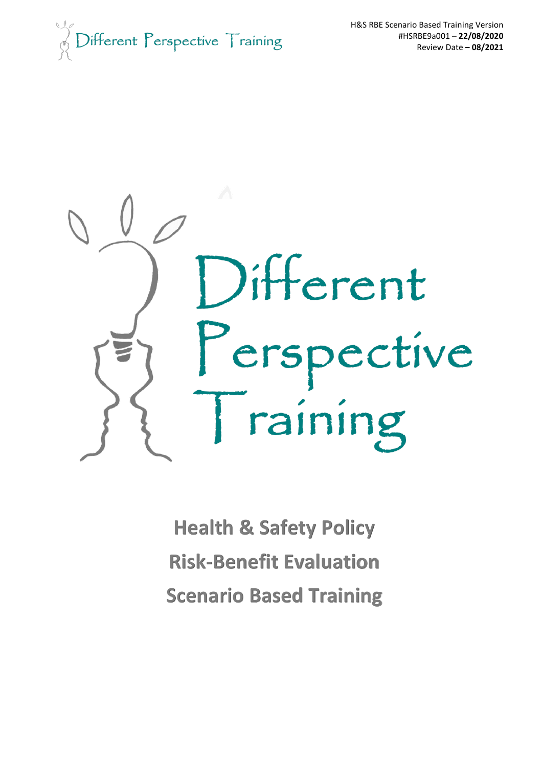H&S RBE Scenario Based Training Version
#HSRBE9a001 – **22/08/2020**
Review Date **– 08/2021**

# Different Perspective Training

# Health & Safety Policy
# Risk-Benefit Evaluation
# Scenario Based Training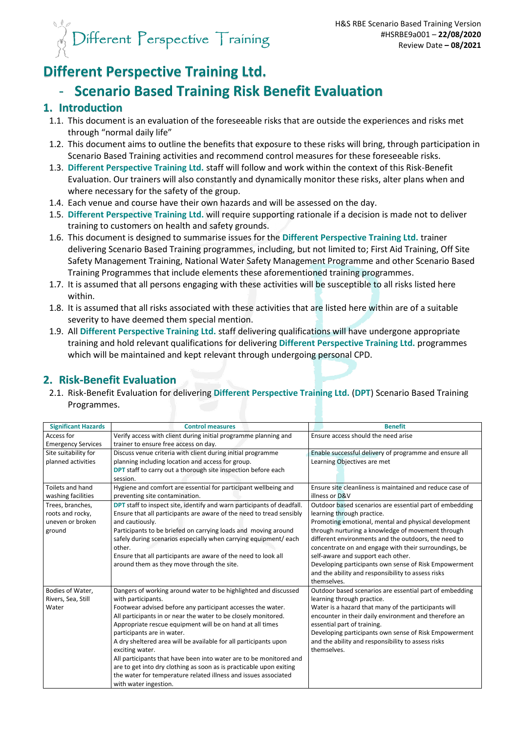# Different Perspective Training Ltd.

## - Scenario Based Training Risk Benefit Evaluation

### 1. Introduction

1.1. This document is an evaluation of the foreseeable risks that are outside the experiences and risks met through "normal daily life"

1.2. This document aims to outline the benefits that exposure to these risks will bring, through participation in Scenario Based Training activities and recommend control measures for these foreseeable risks.

1.3. **Different Perspective Training Ltd.** staff will follow and work within the context of this Risk-Benefit Evaluation. Our trainers will also constantly and dynamically monitor these risks, alter plans when and where necessary for the safety of the group.

1.4. Each venue and course have their own hazards and will be assessed on the day.

1.5. **Different Perspective Training Ltd.** will require supporting rationale if a decision is made not to deliver training to customers on health and safety grounds.

1.6. This document is designed to summarise issues for the **Different Perspective Training Ltd.** trainer delivering Scenario Based Training programmes, including, but not limited to; First Aid Training, Off Site Safety Management Training, National Water Safety Management Programme and other Scenario Based Training Programmes that include elements these aforementioned training programmes.

1.7. It is assumed that all persons engaging with these activities will be susceptible to all risks listed here within.

1.8. It is assumed that all risks associated with these activities that are listed here within are of a suitable severity to have deemed them special mention.

1.9. All **Different Perspective Training Ltd.** staff delivering qualifications will have undergone appropriate training and hold relevant qualifications for delivering **Different Perspective Training Ltd.** programmes which will be maintained and kept relevant through undergoing personal CPD.

### 2. Risk-Benefit Evaluation

2.1. Risk-Benefit Evaluation for delivering **Different Perspective Training Ltd.** (**DPT**) Scenario Based Training Programmes.

| Significant Hazards | Control measures | Benefit |
|---|---|---|
| Access for Emergency Services | Verify access with client during initial programme planning and trainer to ensure free access on day. | Ensure access should the need arise |
| Site suitability for planned activities | Discuss venue criteria with client during initial programme planning including location and access for group.<br>**DPT** staff to carry out a thorough site inspection before each session. | Enable successful delivery of programme and ensure all Learning Objectives are met |
| Toilets and hand washing facilities | Hygiene and comfort are essential for participant wellbeing and preventing site contamination. | Ensure site cleanliness is maintained and reduce case of illness or D&V |
| Trees, branches, roots and rocky, uneven or broken ground | **DPT** staff to inspect site, identify and warn participants of deadfall.<br>Ensure that all participants are aware of the need to tread sensibly and cautiously.<br>Participants to be briefed on carrying loads and moving around safely during scenarios especially when carrying equipment/ each other.<br>Ensure that all participants are aware of the need to look all around them as they move through the site. | Outdoor based scenarios are essential part of embedding learning through practice.<br>Promoting emotional, mental and physical development through nurturing a knowledge of movement through different environments and the outdoors, the need to concentrate on and engage with their surroundings, be self-aware and support each other.<br>Developing participants own sense of Risk Empowerment and the ability and responsibility to assess risks themselves. |
| Bodies of Water, Rivers, Sea, Still Water | Dangers of working around water to be highlighted and discussed with participants.<br>Footwear advised before any participant accesses the water.<br>All participants in or near the water to be closely monitored.<br>Appropriate rescue equipment will be on hand at all times participants are in water.<br>A dry sheltered area will be available for all participants upon exciting water.<br>All participants that have been into water are to be monitored and are to get into dry clothing as soon as is practicable upon exiting the water for temperature related illness and issues associated with water ingestion. | Outdoor based scenarios are essential part of embedding learning through practice.<br>Water is a hazard that many of the participants will encounter in their daily environment and therefore an essential part of training.<br>Developing participants own sense of Risk Empowerment and the ability and responsibility to assess risks themselves. |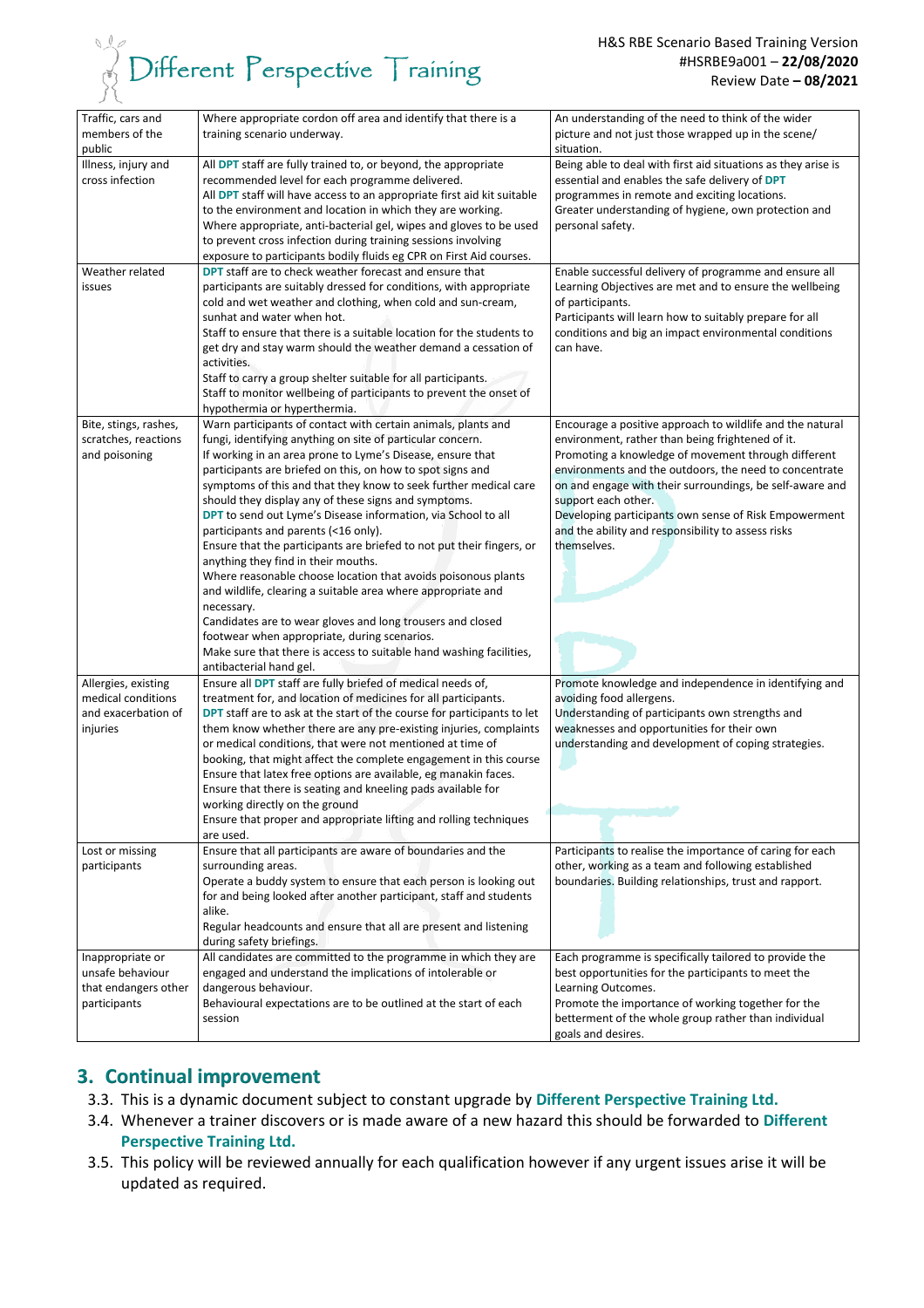| Traffic, cars and members of the public | Where appropriate cordon off area and identify that there is a training scenario underway. | An understanding of the need to think of the wider picture and not just those wrapped up in the scene/ situation. |
|---|---|---|
| Illness, injury and cross infection | All **DPT** staff are fully trained to, or beyond, the appropriate recommended level for each programme delivered.<br>All **DPT** staff will have access to an appropriate first aid kit suitable to the environment and location in which they are working.<br>Where appropriate, anti-bacterial gel, wipes and gloves to be used to prevent cross infection during training sessions involving exposure to participants bodily fluids eg CPR on First Aid courses. | Being able to deal with first aid situations as they arise is essential and enables the safe delivery of **DPT** programmes in remote and exciting locations.<br>Greater understanding of hygiene, own protection and personal safety. |
| Weather related issues | **DPT** staff are to check weather forecast and ensure that participants are suitably dressed for conditions, with appropriate cold and wet weather and clothing, when cold and sun-cream, sunhat and water when hot.<br>Staff to ensure that there is a suitable location for the students to get dry and stay warm should the weather demand a cessation of activities.<br>Staff to carry a group shelter suitable for all participants.<br>Staff to monitor wellbeing of participants to prevent the onset of hypothermia or hyperthermia. | Enable successful delivery of programme and ensure all Learning Objectives are met and to ensure the wellbeing of participants.<br>Participants will learn how to suitably prepare for all conditions and big an impact environmental conditions can have. |
| Bite, stings, rashes, scratches, reactions and poisoning | Warn participants of contact with certain animals, plants and fungi, identifying anything on site of particular concern.<br>If working in an area prone to Lyme's Disease, ensure that participants are briefed on this, on how to spot signs and symptoms of this and that they know to seek further medical care should they display any of these signs and symptoms.<br>**DPT** to send out Lyme's Disease information, via School to all participants and parents (<16 only).<br>Ensure that the participants are briefed to not put their fingers, or anything they find in their mouths.<br>Where reasonable choose location that avoids poisonous plants and wildlife, clearing a suitable area where appropriate and necessary.<br>Candidates are to wear gloves and long trousers and closed footwear when appropriate, during scenarios.<br>Make sure that there is access to suitable hand washing facilities, antibacterial hand gel. | Encourage a positive approach to wildlife and the natural environment, rather than being frightened of it.<br>Promoting a knowledge of movement through different environments and the outdoors, the need to concentrate on and engage with their surroundings, be self-aware and support each other.<br>Developing participants own sense of Risk Empowerment and the ability and responsibility to assess risks themselves. |
| Allergies, existing medical conditions and exacerbation of injuries | Ensure all **DPT** staff are fully briefed of medical needs of, treatment for, and location of medicines for all participants.<br>**DPT** staff are to ask at the start of the course for participants to let them know whether there are any pre-existing injuries, complaints or medical conditions, that were not mentioned at time of booking, that might affect the complete engagement in this course<br>Ensure that latex free options are available, eg manakin faces.<br>Ensure that there is seating and kneeling pads available for working directly on the ground<br>Ensure that proper and appropriate lifting and rolling techniques are used. | Promote knowledge and independence in identifying and avoiding food allergens.<br>Understanding of participants own strengths and weaknesses and opportunities for their own understanding and development of coping strategies. |
| Lost or missing participants | Ensure that all participants are aware of boundaries and the surrounding areas.<br>Operate a buddy system to ensure that each person is looking out for and being looked after another participant, staff and students alike.<br>Regular headcounts and ensure that all are present and listening during safety briefings. | Participants to realise the importance of caring for each other, working as a team and following established boundaries. Building relationships, trust and rapport. |
| Inappropriate or unsafe behaviour that endangers other participants | All candidates are committed to the programme in which they are engaged and understand the implications of intolerable or dangerous behaviour.<br>Behavioural expectations are to be outlined at the start of each session | Each programme is specifically tailored to provide the best opportunities for the participants to meet the Learning Outcomes.<br>Promote the importance of working together for the betterment of the whole group rather than individual goals and desires. |

## 3. Continual improvement

3.3. This is a dynamic document subject to constant upgrade by **Different Perspective Training Ltd.**

3.4. Whenever a trainer discovers or is made aware of a new hazard this should be forwarded to **Different Perspective Training Ltd.**

3.5. This policy will be reviewed annually for each qualification however if any urgent issues arise it will be updated as required.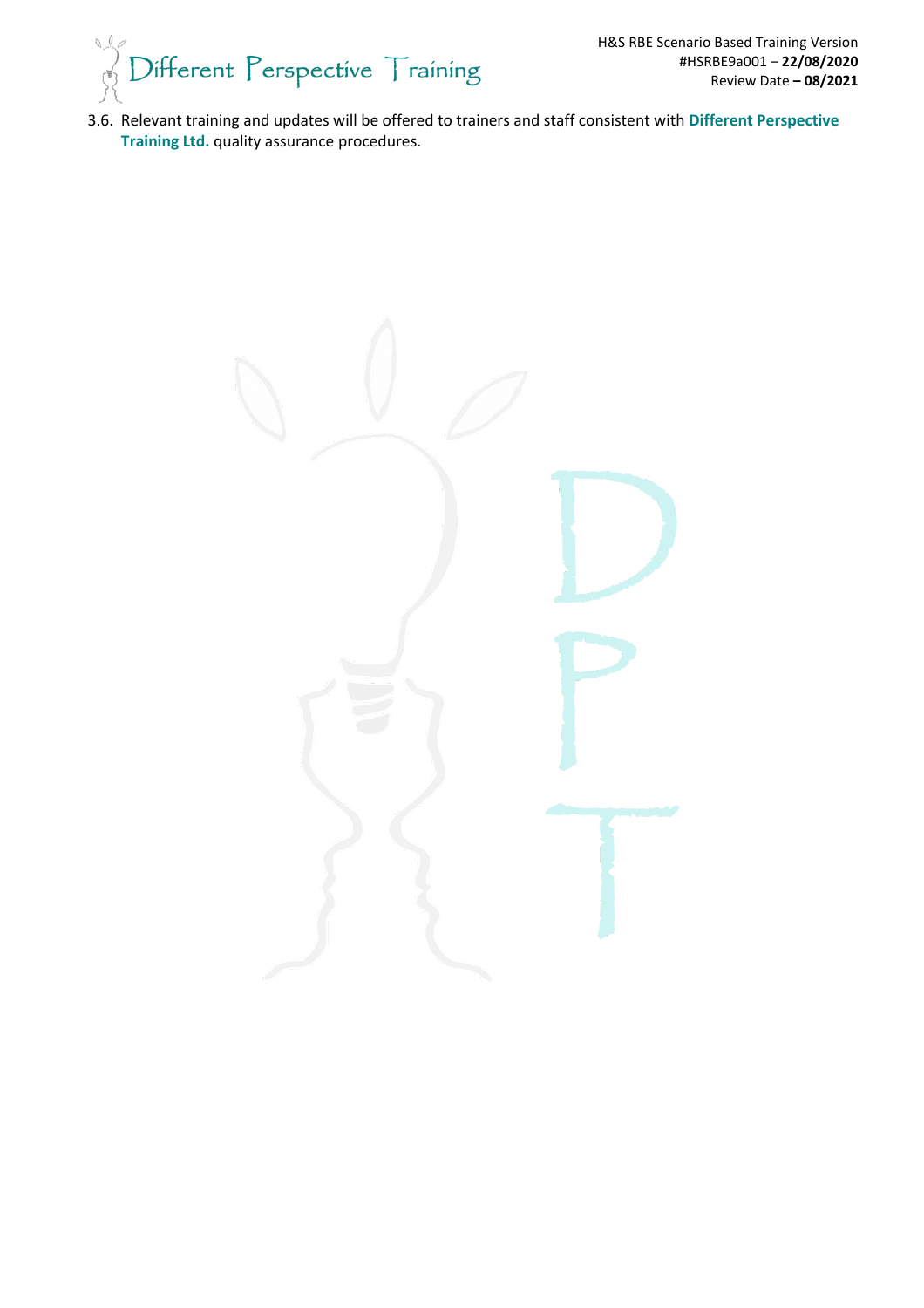3.6. Relevant training and updates will be offered to trainers and staff consistent with **Different Perspective Training Ltd.** quality assurance procedures.